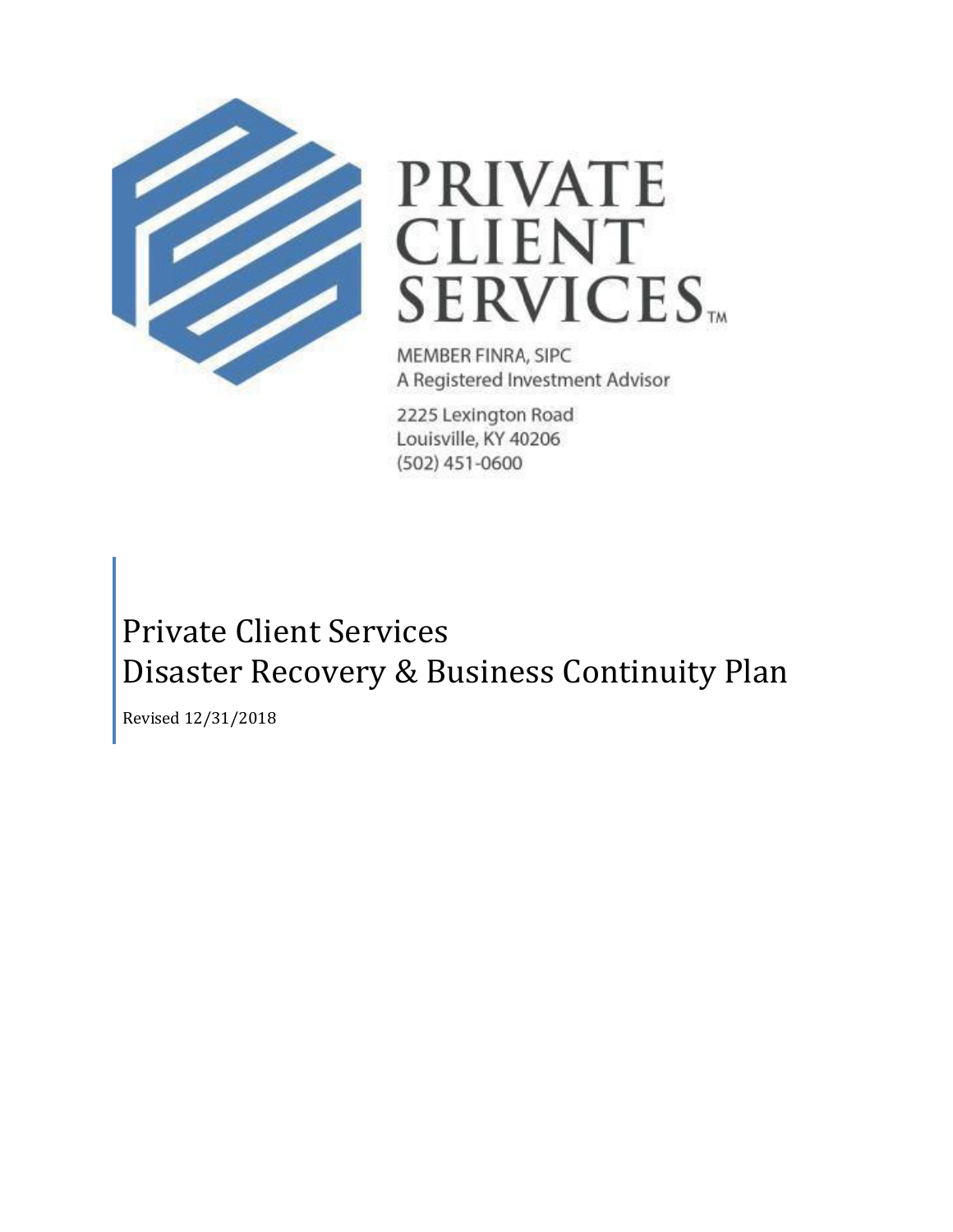PRIVATE CLIENT SERVICES™

MEMBER FINRA, SIPC
A Registered Investment Advisor

2225 Lexington Road
Louisville, KY 40206
(502) 451-0600

# Private Client Services
# Disaster Recovery & Business Continuity Plan

Revised 12/31/2018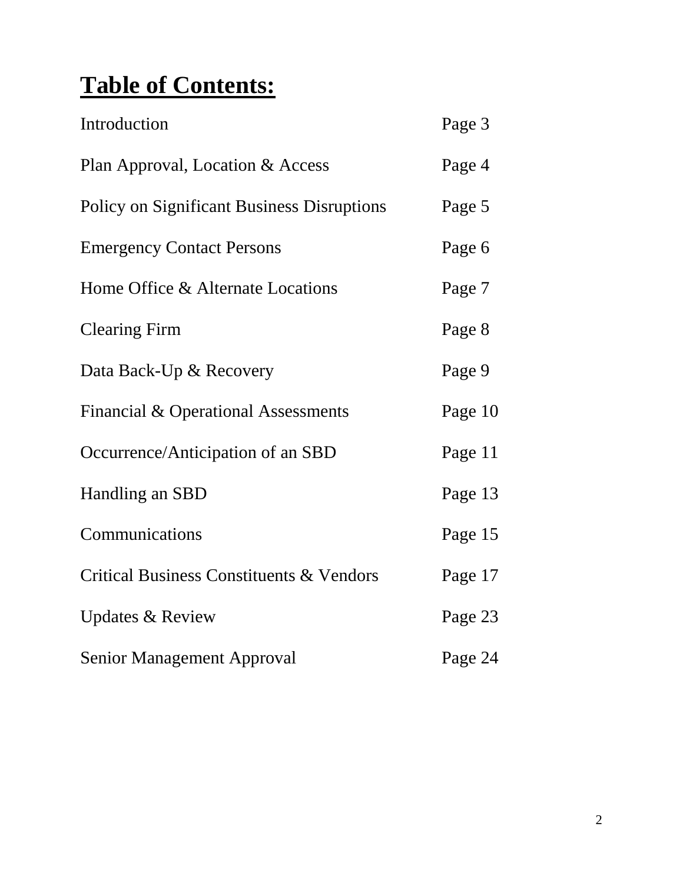# Table of Contents:

| | |
|---|---|
| Introduction | Page 3 |
| Plan Approval, Location & Access | Page 4 |
| Policy on Significant Business Disruptions | Page 5 |
| Emergency Contact Persons | Page 6 |
| Home Office & Alternate Locations | Page 7 |
| Clearing Firm | Page 8 |
| Data Back-Up & Recovery | Page 9 |
| Financial & Operational Assessments | Page 10 |
| Occurrence/Anticipation of an SBD | Page 11 |
| Handling an SBD | Page 13 |
| Communications | Page 15 |
| Critical Business Constituents & Vendors | Page 17 |
| Updates & Review | Page 23 |
| Senior Management Approval | Page 24 |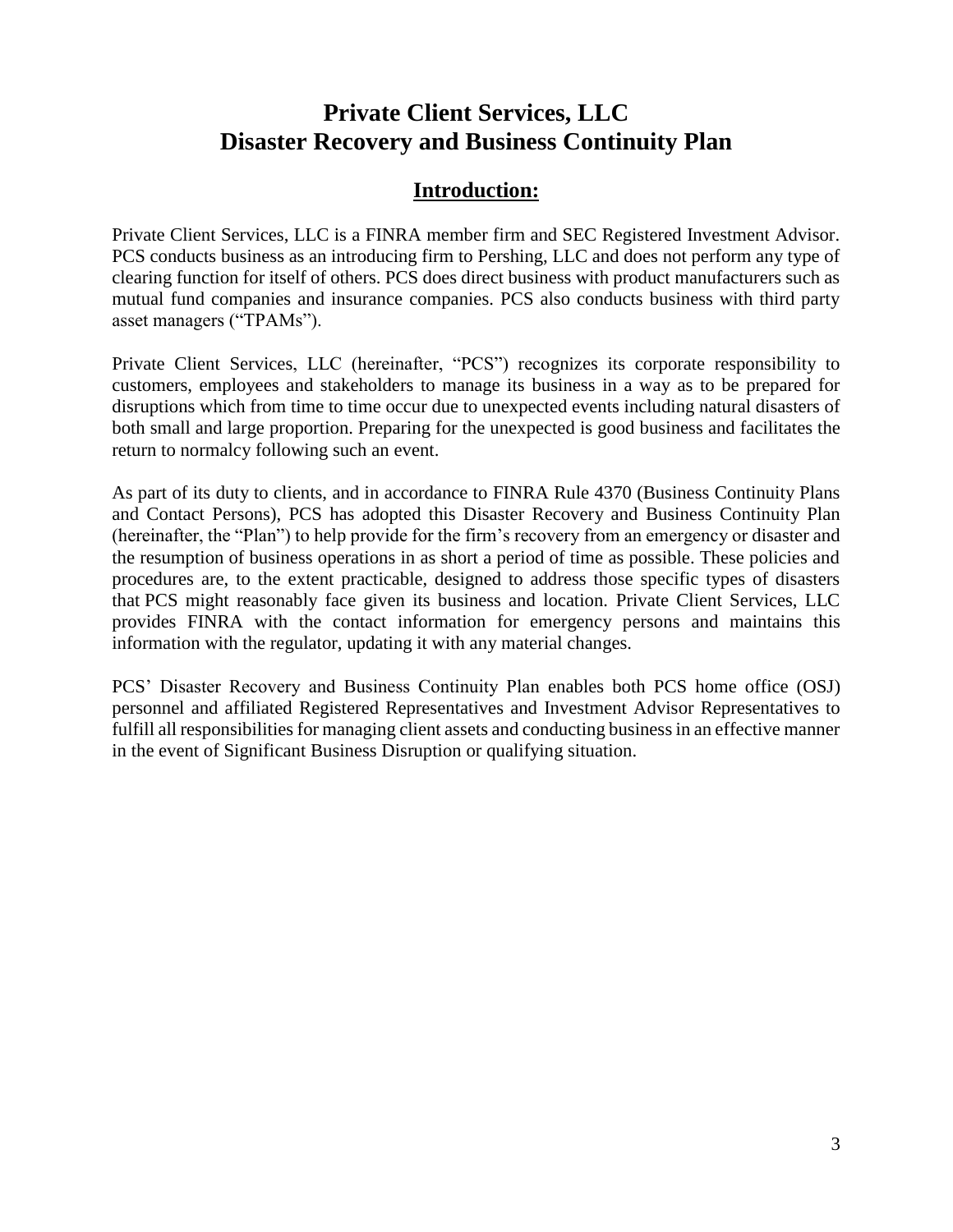# Private Client Services, LLC
# Disaster Recovery and Business Continuity Plan

## Introduction:

Private Client Services, LLC is a FINRA member firm and SEC Registered Investment Advisor. PCS conducts business as an introducing firm to Pershing, LLC and does not perform any type of clearing function for itself of others. PCS does direct business with product manufacturers such as mutual fund companies and insurance companies. PCS also conducts business with third party asset managers ("TPAMs").

Private Client Services, LLC (hereinafter, "PCS") recognizes its corporate responsibility to customers, employees and stakeholders to manage its business in a way as to be prepared for disruptions which from time to time occur due to unexpected events including natural disasters of both small and large proportion. Preparing for the unexpected is good business and facilitates the return to normalcy following such an event.

As part of its duty to clients, and in accordance to FINRA Rule 4370 (Business Continuity Plans and Contact Persons), PCS has adopted this Disaster Recovery and Business Continuity Plan (hereinafter, the "Plan") to help provide for the firm's recovery from an emergency or disaster and the resumption of business operations in as short a period of time as possible. These policies and procedures are, to the extent practicable, designed to address those specific types of disasters that PCS might reasonably face given its business and location. Private Client Services, LLC provides FINRA with the contact information for emergency persons and maintains this information with the regulator, updating it with any material changes.

PCS' Disaster Recovery and Business Continuity Plan enables both PCS home office (OSJ) personnel and affiliated Registered Representatives and Investment Advisor Representatives to fulfill all responsibilities for managing client assets and conducting business in an effective manner in the event of Significant Business Disruption or qualifying situation.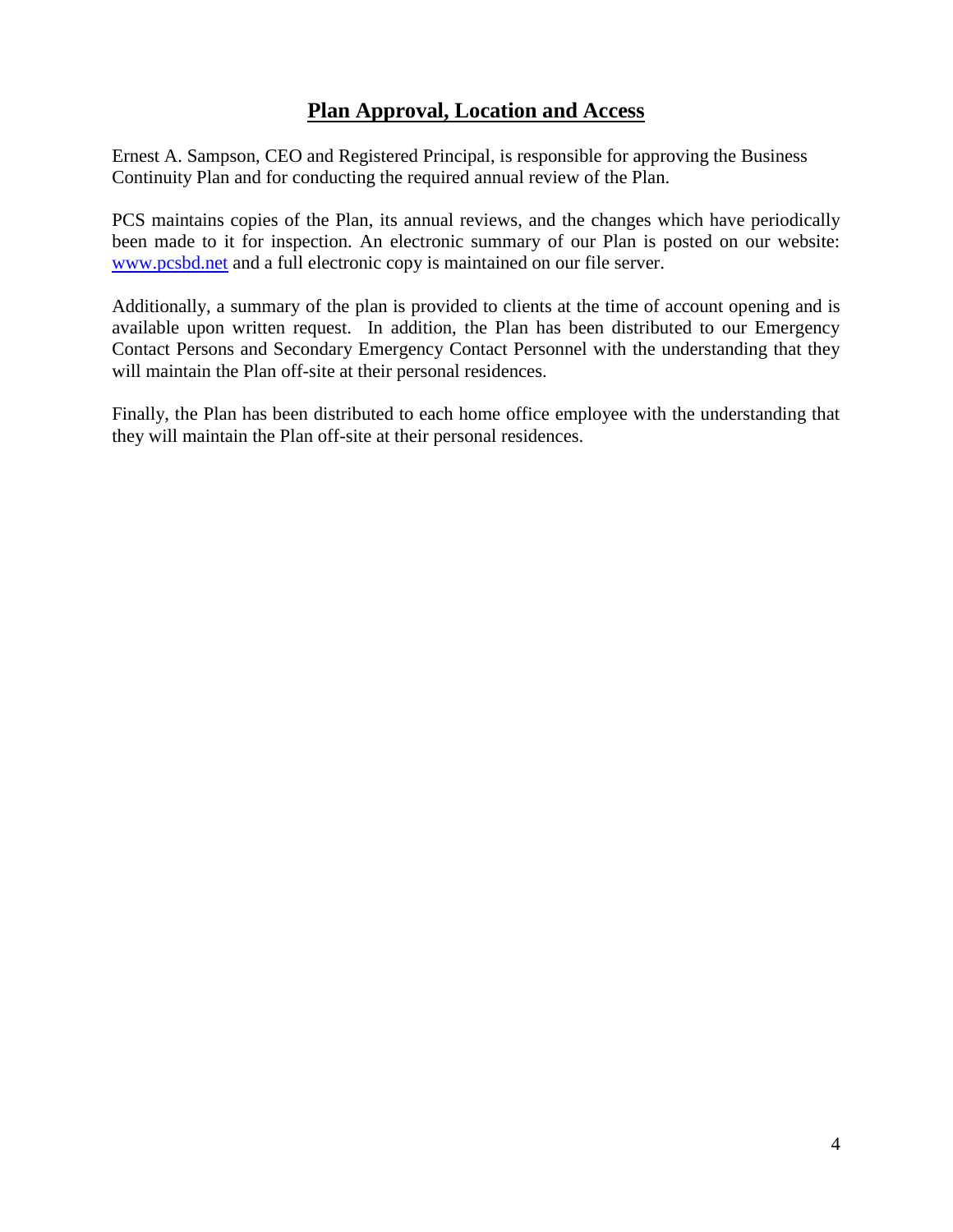## Plan Approval, Location and Access

Ernest A. Sampson, CEO and Registered Principal, is responsible for approving the Business Continuity Plan and for conducting the required annual review of the Plan.

PCS maintains copies of the Plan, its annual reviews, and the changes which have periodically been made to it for inspection. An electronic summary of our Plan is posted on our website: [www.pcsbd.net](http://www.pcsbd.net) and a full electronic copy is maintained on our file server.

Additionally, a summary of the plan is provided to clients at the time of account opening and is available upon written request. In addition, the Plan has been distributed to our Emergency Contact Persons and Secondary Emergency Contact Personnel with the understanding that they will maintain the Plan off-site at their personal residences.

Finally, the Plan has been distributed to each home office employee with the understanding that they will maintain the Plan off-site at their personal residences.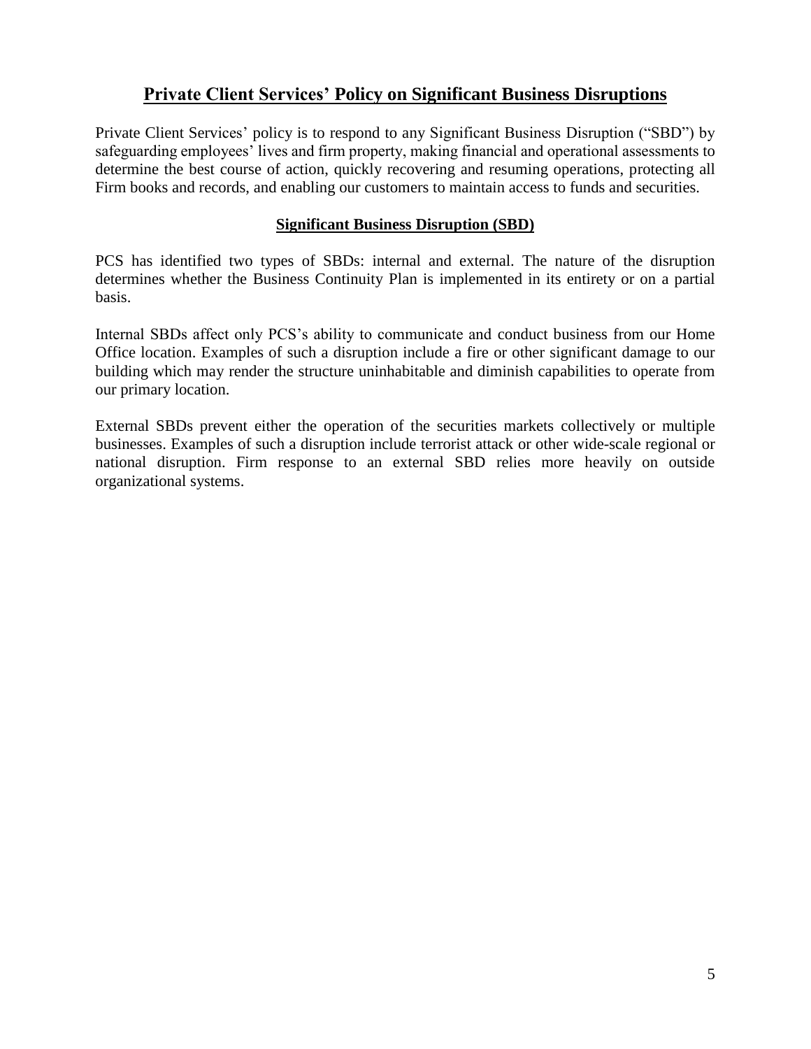# Private Client Services' Policy on Significant Business Disruptions

Private Client Services' policy is to respond to any Significant Business Disruption ("SBD") by safeguarding employees' lives and firm property, making financial and operational assessments to determine the best course of action, quickly recovering and resuming operations, protecting all Firm books and records, and enabling our customers to maintain access to funds and securities.

## Significant Business Disruption (SBD)

PCS has identified two types of SBDs: internal and external. The nature of the disruption determines whether the Business Continuity Plan is implemented in its entirety or on a partial basis.

Internal SBDs affect only PCS's ability to communicate and conduct business from our Home Office location. Examples of such a disruption include a fire or other significant damage to our building which may render the structure uninhabitable and diminish capabilities to operate from our primary location.

External SBDs prevent either the operation of the securities markets collectively or multiple businesses. Examples of such a disruption include terrorist attack or other wide-scale regional or national disruption. Firm response to an external SBD relies more heavily on outside organizational systems.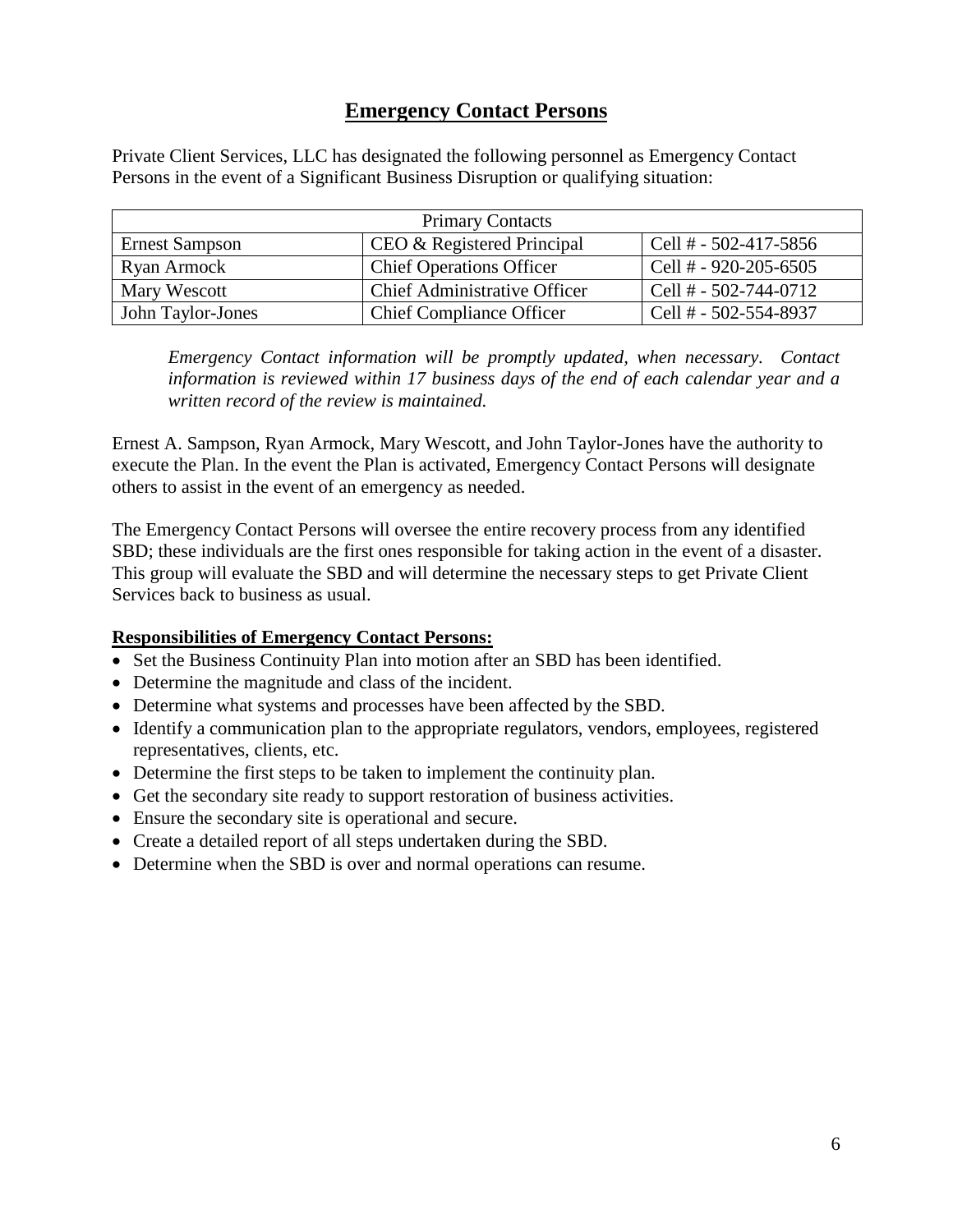## Emergency Contact Persons

Private Client Services, LLC has designated the following personnel as Emergency Contact Persons in the event of a Significant Business Disruption or qualifying situation:

| Primary Contacts | | |
|---|---|---|
| Ernest Sampson | CEO & Registered Principal | Cell # - 502-417-5856 |
| Ryan Armock | Chief Operations Officer | Cell # - 920-205-6505 |
| Mary Wescott | Chief Administrative Officer | Cell # - 502-744-0712 |
| John Taylor-Jones | Chief Compliance Officer | Cell # - 502-554-8937 |

> *Emergency Contact information will be promptly updated, when necessary. Contact information is reviewed within 17 business days of the end of each calendar year and a written record of the review is maintained.*

Ernest A. Sampson, Ryan Armock, Mary Wescott, and John Taylor-Jones have the authority to execute the Plan. In the event the Plan is activated, Emergency Contact Persons will designate others to assist in the event of an emergency as needed.

The Emergency Contact Persons will oversee the entire recovery process from any identified SBD; these individuals are the first ones responsible for taking action in the event of a disaster. This group will evaluate the SBD and will determine the necessary steps to get Private Client Services back to business as usual.

**Responsibilities of Emergency Contact Persons:**

- Set the Business Continuity Plan into motion after an SBD has been identified.
- Determine the magnitude and class of the incident.
- Determine what systems and processes have been affected by the SBD.
- Identify a communication plan to the appropriate regulators, vendors, employees, registered representatives, clients, etc.
- Determine the first steps to be taken to implement the continuity plan.
- Get the secondary site ready to support restoration of business activities.
- Ensure the secondary site is operational and secure.
- Create a detailed report of all steps undertaken during the SBD.
- Determine when the SBD is over and normal operations can resume.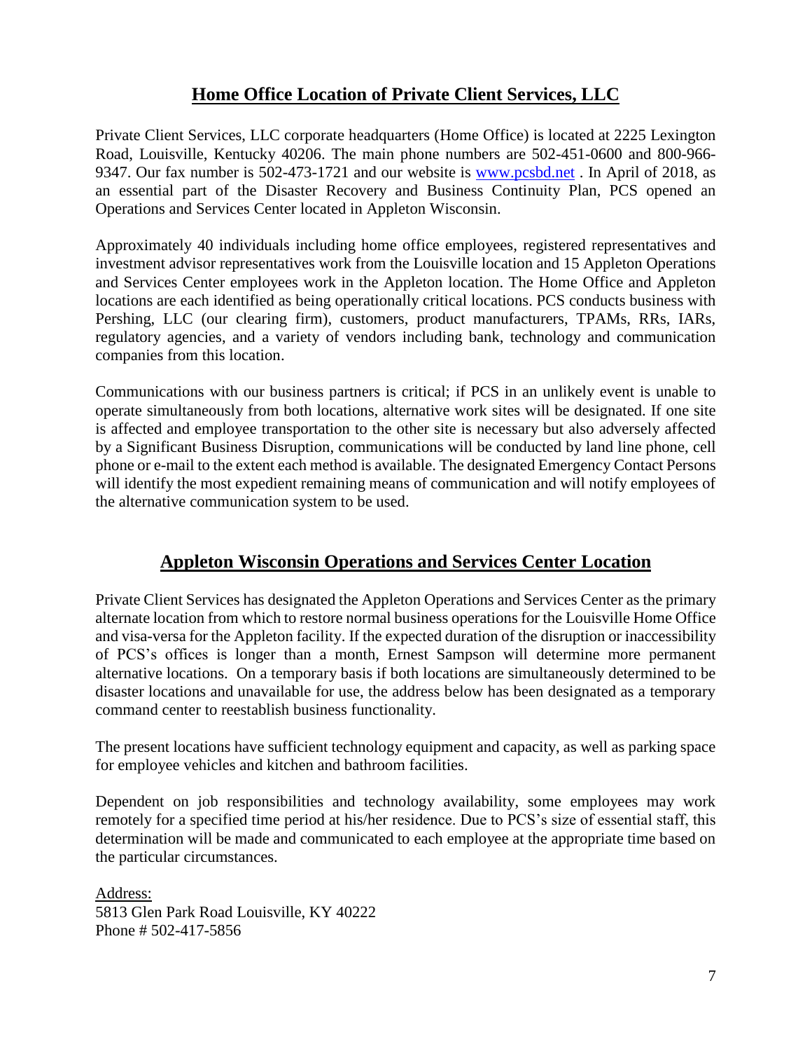## Home Office Location of Private Client Services, LLC

Private Client Services, LLC corporate headquarters (Home Office) is located at 2225 Lexington Road, Louisville, Kentucky 40206. The main phone numbers are 502-451-0600 and 800-966-9347. Our fax number is 502-473-1721 and our website is [www.pcsbd.net](http://www.pcsbd.net) . In April of 2018, as an essential part of the Disaster Recovery and Business Continuity Plan, PCS opened an Operations and Services Center located in Appleton Wisconsin.

Approximately 40 individuals including home office employees, registered representatives and investment advisor representatives work from the Louisville location and 15 Appleton Operations and Services Center employees work in the Appleton location. The Home Office and Appleton locations are each identified as being operationally critical locations. PCS conducts business with Pershing, LLC (our clearing firm), customers, product manufacturers, TPAMs, RRs, IARs, regulatory agencies, and a variety of vendors including bank, technology and communication companies from this location.

Communications with our business partners is critical; if PCS in an unlikely event is unable to operate simultaneously from both locations, alternative work sites will be designated. If one site is affected and employee transportation to the other site is necessary but also adversely affected by a Significant Business Disruption, communications will be conducted by land line phone, cell phone or e-mail to the extent each method is available. The designated Emergency Contact Persons will identify the most expedient remaining means of communication and will notify employees of the alternative communication system to be used.

## Appleton Wisconsin Operations and Services Center Location

Private Client Services has designated the Appleton Operations and Services Center as the primary alternate location from which to restore normal business operations for the Louisville Home Office and visa-versa for the Appleton facility. If the expected duration of the disruption or inaccessibility of PCS's offices is longer than a month, Ernest Sampson will determine more permanent alternative locations. On a temporary basis if both locations are simultaneously determined to be disaster locations and unavailable for use, the address below has been designated as a temporary command center to reestablish business functionality.

The present locations have sufficient technology equipment and capacity, as well as parking space for employee vehicles and kitchen and bathroom facilities.

Dependent on job responsibilities and technology availability, some employees may work remotely for a specified time period at his/her residence. Due to PCS's size of essential staff, this determination will be made and communicated to each employee at the appropriate time based on the particular circumstances.

Address:
5813 Glen Park Road Louisville, KY 40222
Phone # 502-417-5856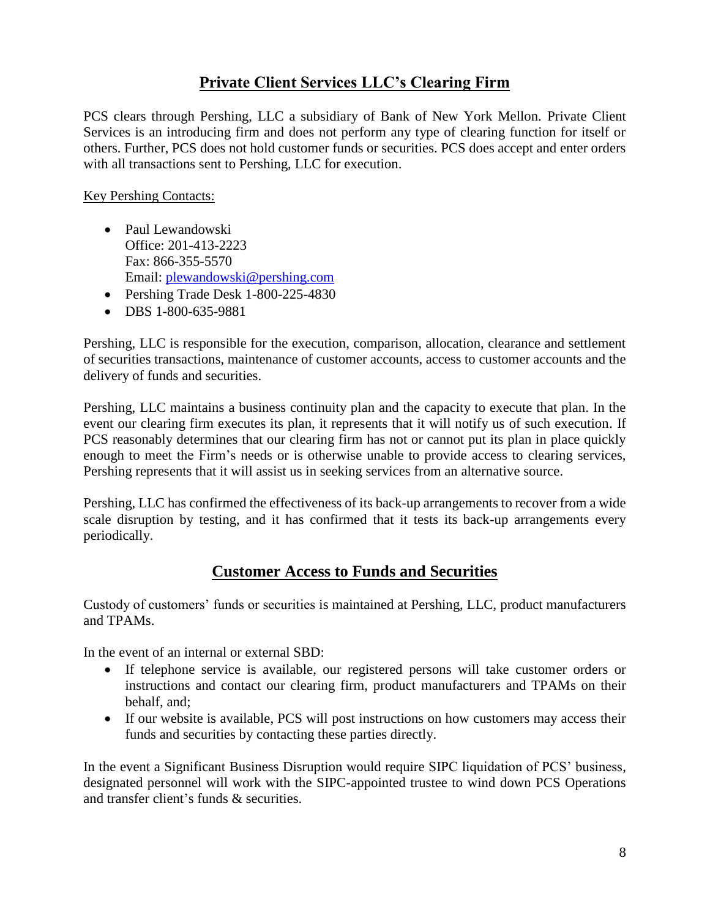## Private Client Services LLC's Clearing Firm

PCS clears through Pershing, LLC a subsidiary of Bank of New York Mellon. Private Client Services is an introducing firm and does not perform any type of clearing function for itself or others. Further, PCS does not hold customer funds or securities. PCS does accept and enter orders with all transactions sent to Pershing, LLC for execution.

Key Pershing Contacts:

- Paul Lewandowski
  Office: 201-413-2223
  Fax: 866-355-5570
  Email: plewandowski@pershing.com
- Pershing Trade Desk 1-800-225-4830
- DBS 1-800-635-9881

Pershing, LLC is responsible for the execution, comparison, allocation, clearance and settlement of securities transactions, maintenance of customer accounts, access to customer accounts and the delivery of funds and securities.

Pershing, LLC maintains a business continuity plan and the capacity to execute that plan. In the event our clearing firm executes its plan, it represents that it will notify us of such execution. If PCS reasonably determines that our clearing firm has not or cannot put its plan in place quickly enough to meet the Firm's needs or is otherwise unable to provide access to clearing services, Pershing represents that it will assist us in seeking services from an alternative source.

Pershing, LLC has confirmed the effectiveness of its back-up arrangements to recover from a wide scale disruption by testing, and it has confirmed that it tests its back-up arrangements every periodically.

## Customer Access to Funds and Securities

Custody of customers' funds or securities is maintained at Pershing, LLC, product manufacturers and TPAMs.

In the event of an internal or external SBD:

- If telephone service is available, our registered persons will take customer orders or instructions and contact our clearing firm, product manufacturers and TPAMs on their behalf, and;
- If our website is available, PCS will post instructions on how customers may access their funds and securities by contacting these parties directly.

In the event a Significant Business Disruption would require SIPC liquidation of PCS' business, designated personnel will work with the SIPC-appointed trustee to wind down PCS Operations and transfer client's funds & securities.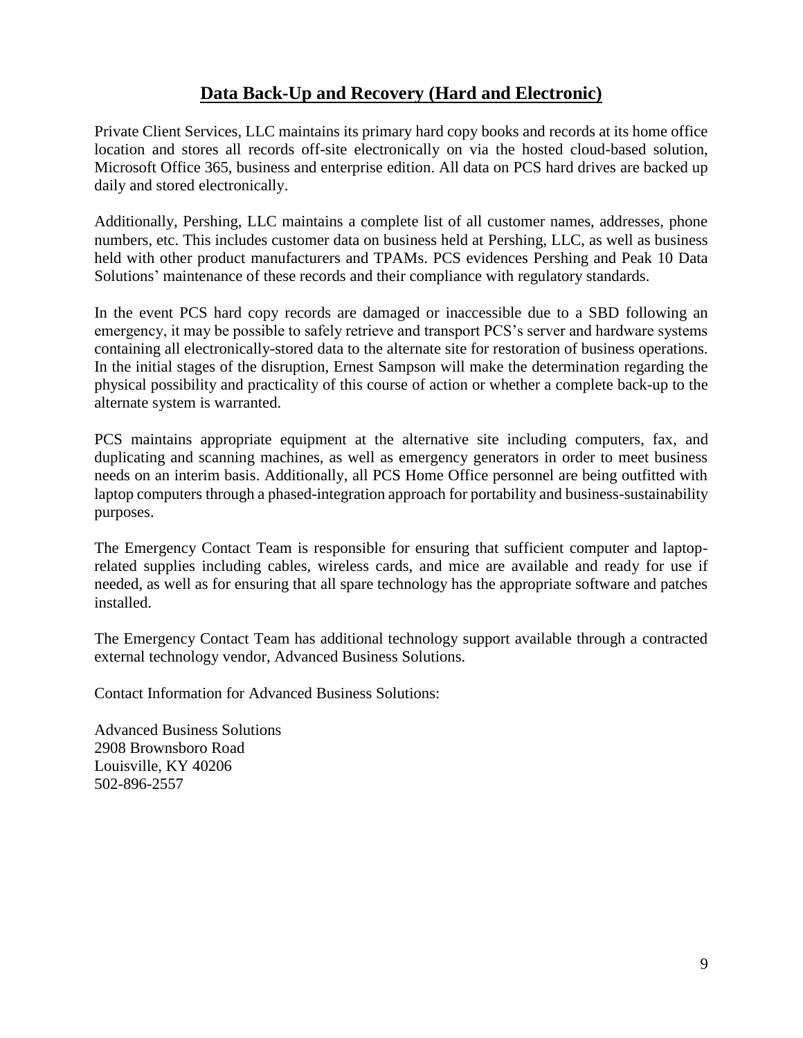## Data Back-Up and Recovery (Hard and Electronic)

Private Client Services, LLC maintains its primary hard copy books and records at its home office location and stores all records off-site electronically on via the hosted cloud-based solution, Microsoft Office 365, business and enterprise edition. All data on PCS hard drives are backed up daily and stored electronically.

Additionally, Pershing, LLC maintains a complete list of all customer names, addresses, phone numbers, etc. This includes customer data on business held at Pershing, LLC, as well as business held with other product manufacturers and TPAMs. PCS evidences Pershing and Peak 10 Data Solutions' maintenance of these records and their compliance with regulatory standards.

In the event PCS hard copy records are damaged or inaccessible due to a SBD following an emergency, it may be possible to safely retrieve and transport PCS's server and hardware systems containing all electronically-stored data to the alternate site for restoration of business operations. In the initial stages of the disruption, Ernest Sampson will make the determination regarding the physical possibility and practicality of this course of action or whether a complete back-up to the alternate system is warranted.

PCS maintains appropriate equipment at the alternative site including computers, fax, and duplicating and scanning machines, as well as emergency generators in order to meet business needs on an interim basis. Additionally, all PCS Home Office personnel are being outfitted with laptop computers through a phased-integration approach for portability and business-sustainability purposes.

The Emergency Contact Team is responsible for ensuring that sufficient computer and laptop-related supplies including cables, wireless cards, and mice are available and ready for use if needed, as well as for ensuring that all spare technology has the appropriate software and patches installed.

The Emergency Contact Team has additional technology support available through a contracted external technology vendor, Advanced Business Solutions.

Contact Information for Advanced Business Solutions:

Advanced Business Solutions  
2908 Brownsboro Road  
Louisville, KY 40206  
502-896-2557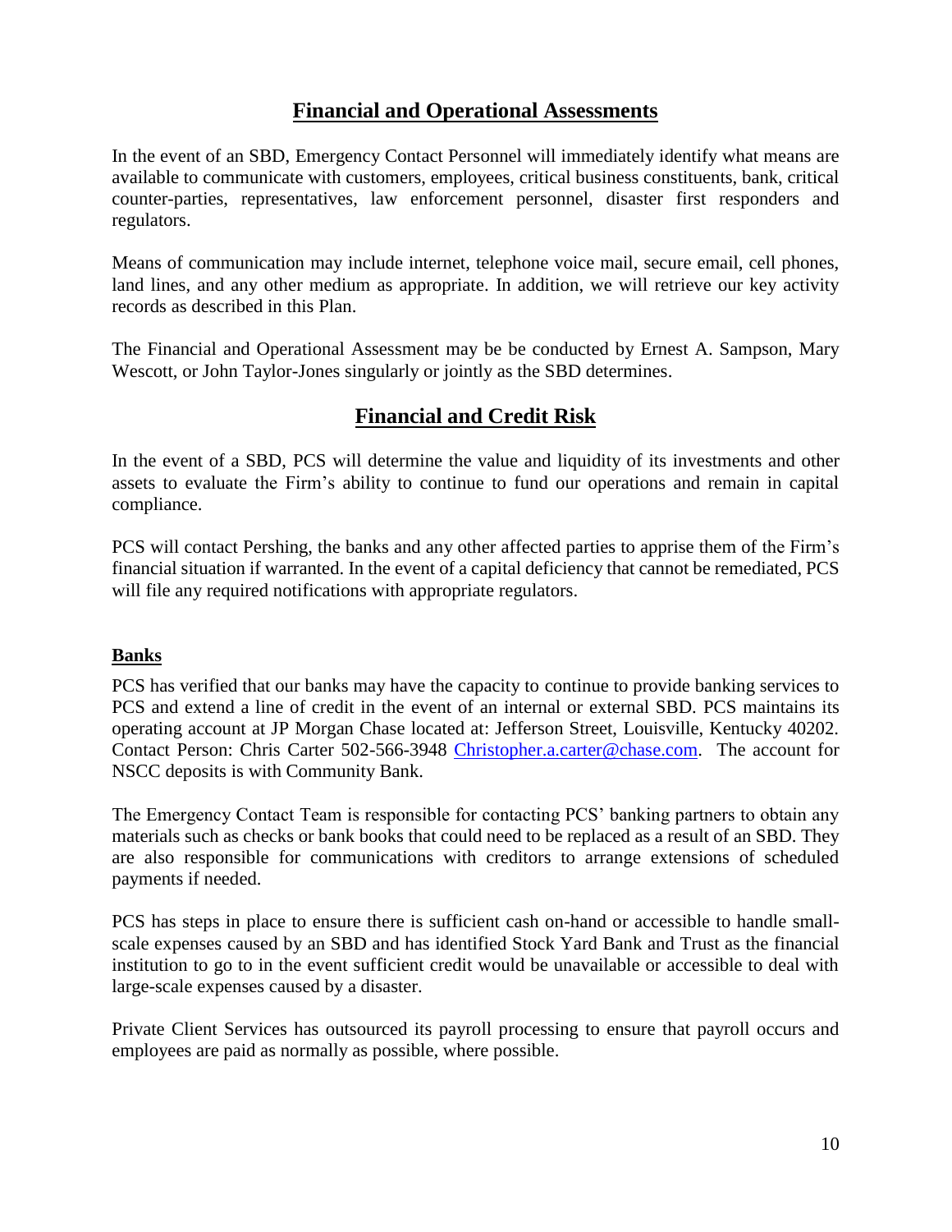## Financial and Operational Assessments

In the event of an SBD, Emergency Contact Personnel will immediately identify what means are available to communicate with customers, employees, critical business constituents, bank, critical counter-parties, representatives, law enforcement personnel, disaster first responders and regulators.

Means of communication may include internet, telephone voice mail, secure email, cell phones, land lines, and any other medium as appropriate. In addition, we will retrieve our key activity records as described in this Plan.

The Financial and Operational Assessment may be be conducted by Ernest A. Sampson, Mary Wescott, or John Taylor-Jones singularly or jointly as the SBD determines.

## Financial and Credit Risk

In the event of a SBD, PCS will determine the value and liquidity of its investments and other assets to evaluate the Firm's ability to continue to fund our operations and remain in capital compliance.

PCS will contact Pershing, the banks and any other affected parties to apprise them of the Firm's financial situation if warranted. In the event of a capital deficiency that cannot be remediated, PCS will file any required notifications with appropriate regulators.

**Banks**

PCS has verified that our banks may have the capacity to continue to provide banking services to PCS and extend a line of credit in the event of an internal or external SBD. PCS maintains its operating account at JP Morgan Chase located at: Jefferson Street, Louisville, Kentucky 40202. Contact Person: Chris Carter 502-566-3948 Christopher.a.carter@chase.com. The account for NSCC deposits is with Community Bank.

The Emergency Contact Team is responsible for contacting PCS' banking partners to obtain any materials such as checks or bank books that could need to be replaced as a result of an SBD. They are also responsible for communications with creditors to arrange extensions of scheduled payments if needed.

PCS has steps in place to ensure there is sufficient cash on-hand or accessible to handle small-scale expenses caused by an SBD and has identified Stock Yard Bank and Trust as the financial institution to go to in the event sufficient credit would be unavailable or accessible to deal with large-scale expenses caused by a disaster.

Private Client Services has outsourced its payroll processing to ensure that payroll occurs and employees are paid as normally as possible, where possible.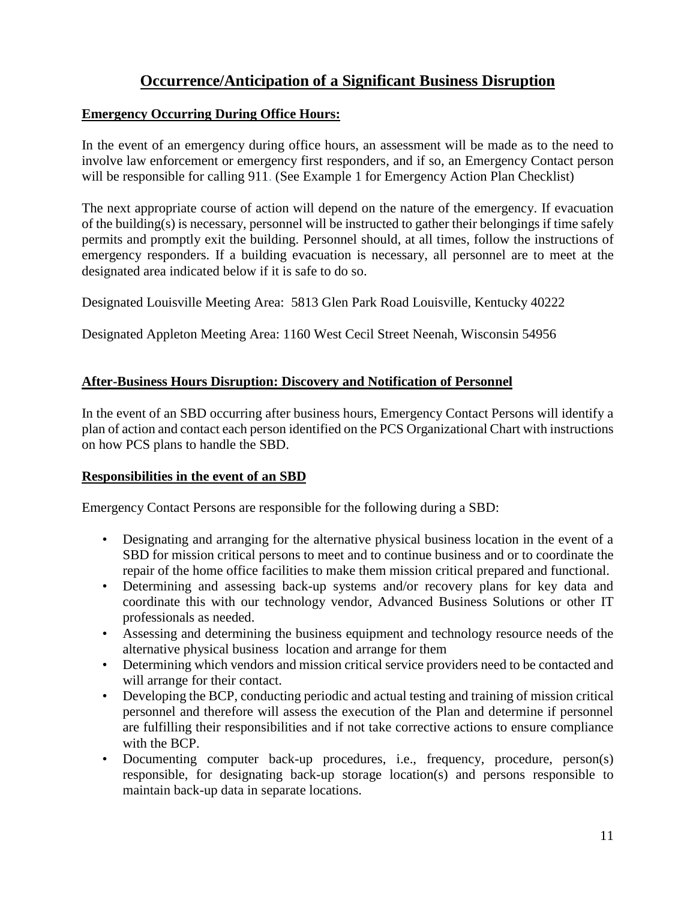# Occurrence/Anticipation of a Significant Business Disruption

## Emergency Occurring During Office Hours:

In the event of an emergency during office hours, an assessment will be made as to the need to involve law enforcement or emergency first responders, and if so, an Emergency Contact person will be responsible for calling 911. (See Example 1 for Emergency Action Plan Checklist)

The next appropriate course of action will depend on the nature of the emergency. If evacuation of the building(s) is necessary, personnel will be instructed to gather their belongings if time safely permits and promptly exit the building. Personnel should, at all times, follow the instructions of emergency responders. If a building evacuation is necessary, all personnel are to meet at the designated area indicated below if it is safe to do so.

Designated Louisville Meeting Area: 5813 Glen Park Road Louisville, Kentucky 40222

Designated Appleton Meeting Area: 1160 West Cecil Street Neenah, Wisconsin 54956

## After-Business Hours Disruption: Discovery and Notification of Personnel

In the event of an SBD occurring after business hours, Emergency Contact Persons will identify a plan of action and contact each person identified on the PCS Organizational Chart with instructions on how PCS plans to handle the SBD.

## Responsibilities in the event of an SBD

Emergency Contact Persons are responsible for the following during a SBD:

- Designating and arranging for the alternative physical business location in the event of a SBD for mission critical persons to meet and to continue business and or to coordinate the repair of the home office facilities to make them mission critical prepared and functional.
- Determining and assessing back-up systems and/or recovery plans for key data and coordinate this with our technology vendor, Advanced Business Solutions or other IT professionals as needed.
- Assessing and determining the business equipment and technology resource needs of the alternative physical business location and arrange for them
- Determining which vendors and mission critical service providers need to be contacted and will arrange for their contact.
- Developing the BCP, conducting periodic and actual testing and training of mission critical personnel and therefore will assess the execution of the Plan and determine if personnel are fulfilling their responsibilities and if not take corrective actions to ensure compliance with the BCP.
- Documenting computer back-up procedures, i.e., frequency, procedure, person(s) responsible, for designating back-up storage location(s) and persons responsible to maintain back-up data in separate locations.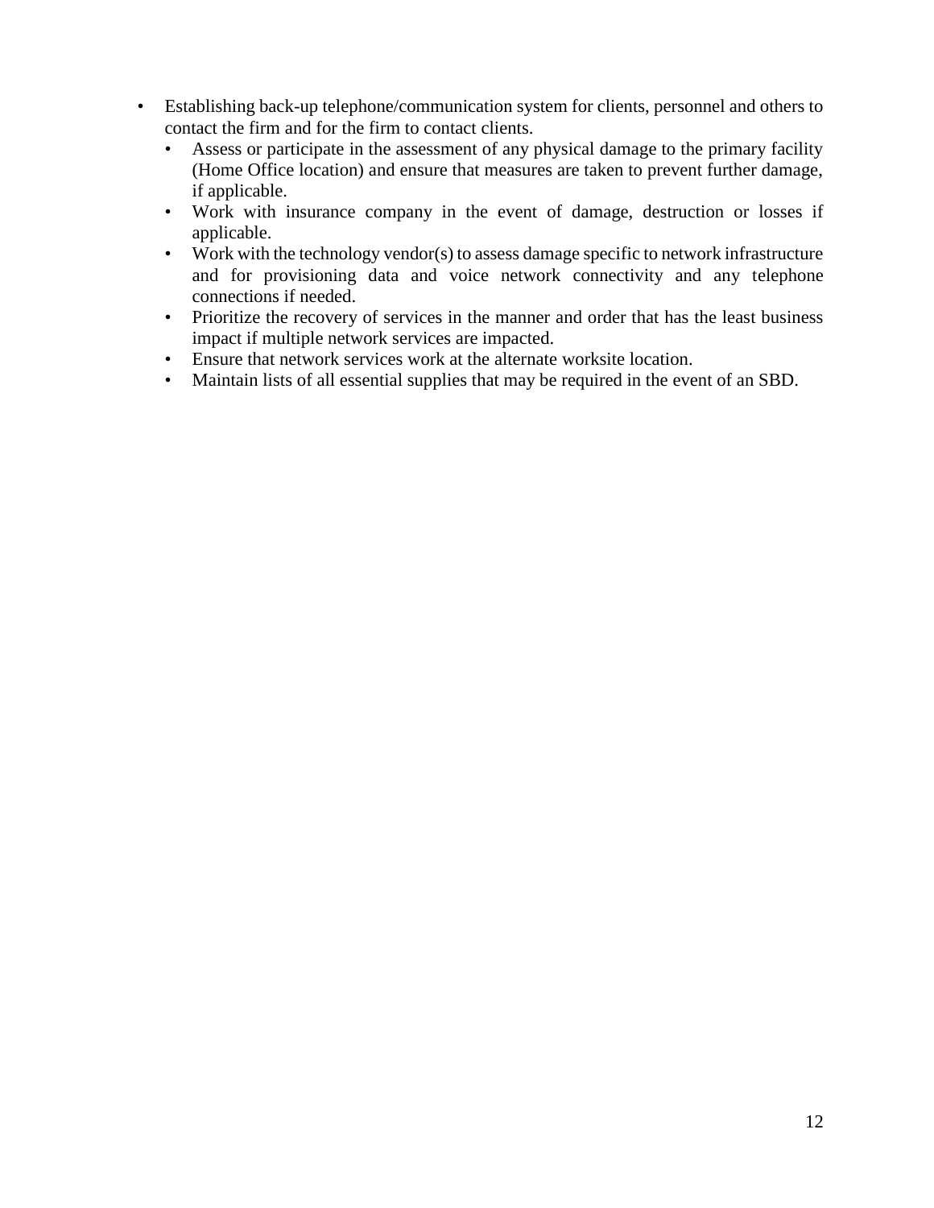- Establishing back-up telephone/communication system for clients, personnel and others to contact the firm and for the firm to contact clients.
    - Assess or participate in the assessment of any physical damage to the primary facility (Home Office location) and ensure that measures are taken to prevent further damage, if applicable.
    - Work with insurance company in the event of damage, destruction or losses if applicable.
    - Work with the technology vendor(s) to assess damage specific to network infrastructure and for provisioning data and voice network connectivity and any telephone connections if needed.
    - Prioritize the recovery of services in the manner and order that has the least business impact if multiple network services are impacted.
    - Ensure that network services work at the alternate worksite location.
    - Maintain lists of all essential supplies that may be required in the event of an SBD.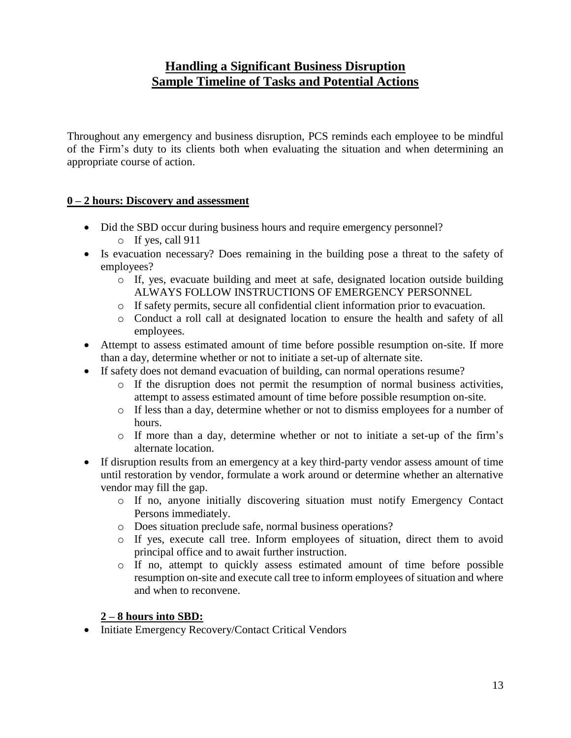# Handling a Significant Business Disruption
# Sample Timeline of Tasks and Potential Actions

Throughout any emergency and business disruption, PCS reminds each employee to be mindful of the Firm's duty to its clients both when evaluating the situation and when determining an appropriate course of action.

**0 – 2 hours: Discovery and assessment**

- Did the SBD occur during business hours and require emergency personnel?
  - If yes, call 911
- Is evacuation necessary? Does remaining in the building pose a threat to the safety of employees?
  - If, yes, evacuate building and meet at safe, designated location outside building ALWAYS FOLLOW INSTRUCTIONS OF EMERGENCY PERSONNEL
  - If safety permits, secure all confidential client information prior to evacuation.
  - Conduct a roll call at designated location to ensure the health and safety of all employees.
- Attempt to assess estimated amount of time before possible resumption on-site. If more than a day, determine whether or not to initiate a set-up of alternate site.
- If safety does not demand evacuation of building, can normal operations resume?
  - If the disruption does not permit the resumption of normal business activities, attempt to assess estimated amount of time before possible resumption on-site.
  - If less than a day, determine whether or not to dismiss employees for a number of hours.
  - If more than a day, determine whether or not to initiate a set-up of the firm's alternate location.
- If disruption results from an emergency at a key third-party vendor assess amount of time until restoration by vendor, formulate a work around or determine whether an alternative vendor may fill the gap.
  - If no, anyone initially discovering situation must notify Emergency Contact Persons immediately.
  - Does situation preclude safe, normal business operations?
  - If yes, execute call tree. Inform employees of situation, direct them to avoid principal office and to await further instruction.
  - If no, attempt to quickly assess estimated amount of time before possible resumption on-site and execute call tree to inform employees of situation and where and when to reconvene.

**2 – 8 hours into SBD:**

- Initiate Emergency Recovery/Contact Critical Vendors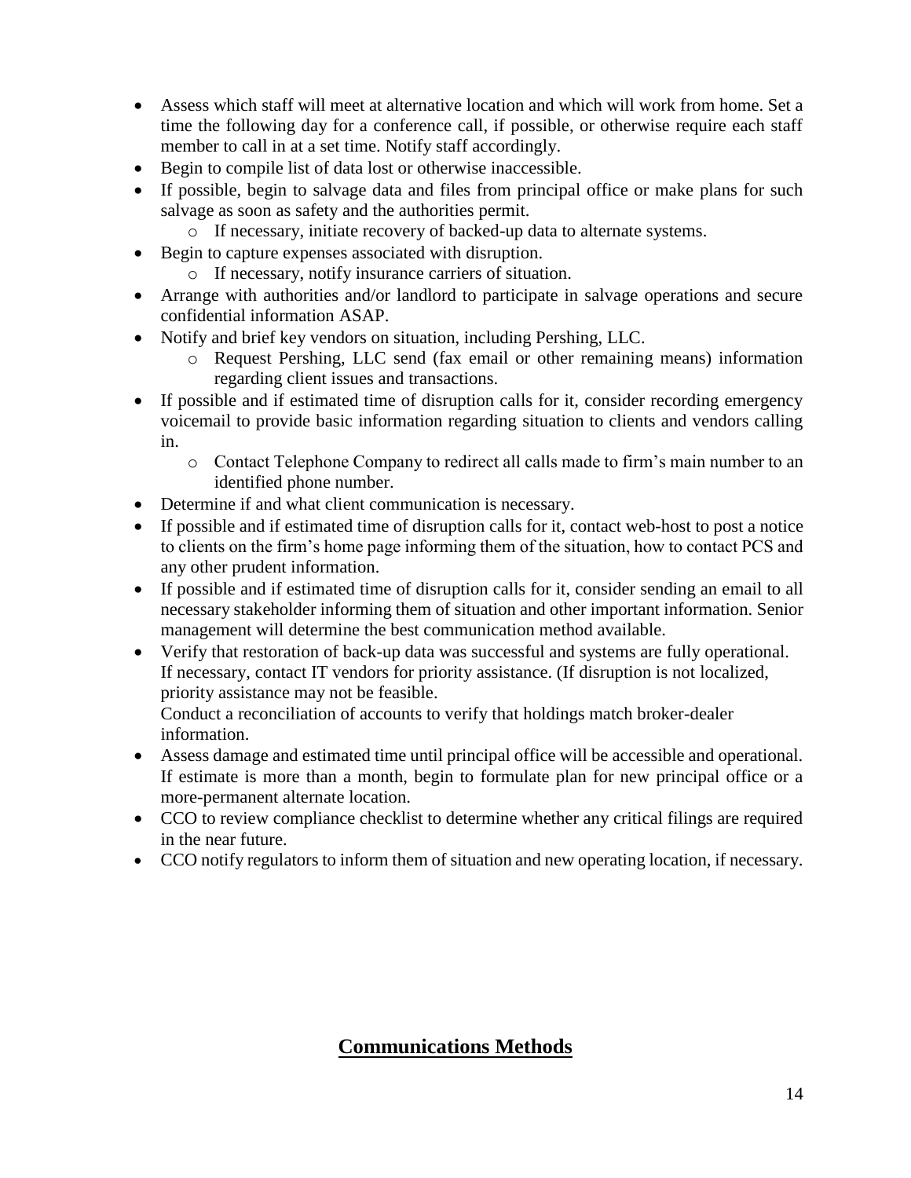- Assess which staff will meet at alternative location and which will work from home. Set a time the following day for a conference call, if possible, or otherwise require each staff member to call in at a set time. Notify staff accordingly.
- Begin to compile list of data lost or otherwise inaccessible.
- If possible, begin to salvage data and files from principal office or make plans for such salvage as soon as safety and the authorities permit.
  - If necessary, initiate recovery of backed-up data to alternate systems.
- Begin to capture expenses associated with disruption.
  - If necessary, notify insurance carriers of situation.
- Arrange with authorities and/or landlord to participate in salvage operations and secure confidential information ASAP.
- Notify and brief key vendors on situation, including Pershing, LLC.
  - Request Pershing, LLC send (fax email or other remaining means) information regarding client issues and transactions.
- If possible and if estimated time of disruption calls for it, consider recording emergency voicemail to provide basic information regarding situation to clients and vendors calling in.
  - Contact Telephone Company to redirect all calls made to firm's main number to an identified phone number.
- Determine if and what client communication is necessary.
- If possible and if estimated time of disruption calls for it, contact web-host to post a notice to clients on the firm's home page informing them of the situation, how to contact PCS and any other prudent information.
- If possible and if estimated time of disruption calls for it, consider sending an email to all necessary stakeholder informing them of situation and other important information. Senior management will determine the best communication method available.
- Verify that restoration of back-up data was successful and systems are fully operational. If necessary, contact IT vendors for priority assistance. (If disruption is not localized, priority assistance may not be feasible.
  Conduct a reconciliation of accounts to verify that holdings match broker-dealer information.
- Assess damage and estimated time until principal office will be accessible and operational. If estimate is more than a month, begin to formulate plan for new principal office or a more-permanent alternate location.
- CCO to review compliance checklist to determine whether any critical filings are required in the near future.
- CCO notify regulators to inform them of situation and new operating location, if necessary.

## **Communications Methods**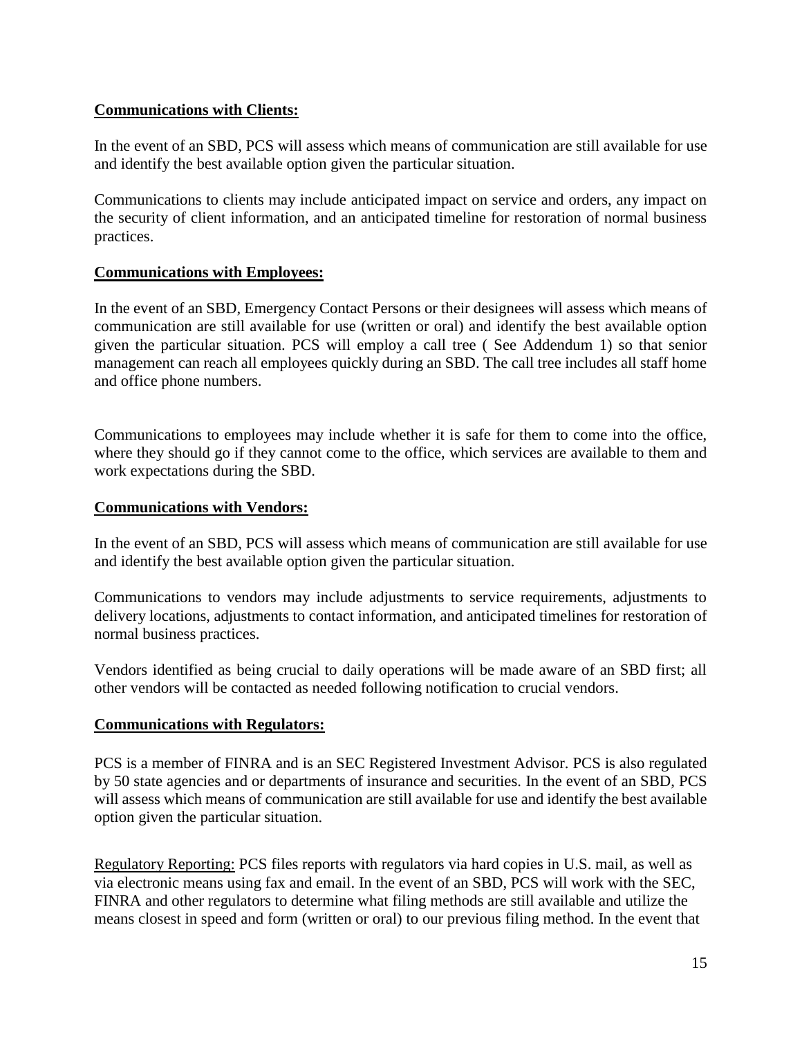**Communications with Clients:**

In the event of an SBD, PCS will assess which means of communication are still available for use and identify the best available option given the particular situation.

Communications to clients may include anticipated impact on service and orders, any impact on the security of client information, and an anticipated timeline for restoration of normal business practices.

**Communications with Employees:**

In the event of an SBD, Emergency Contact Persons or their designees will assess which means of communication are still available for use (written or oral) and identify the best available option given the particular situation. PCS will employ a call tree ( See Addendum 1) so that senior management can reach all employees quickly during an SBD. The call tree includes all staff home and office phone numbers.

Communications to employees may include whether it is safe for them to come into the office, where they should go if they cannot come to the office, which services are available to them and work expectations during the SBD.

**Communications with Vendors:**

In the event of an SBD, PCS will assess which means of communication are still available for use and identify the best available option given the particular situation.

Communications to vendors may include adjustments to service requirements, adjustments to delivery locations, adjustments to contact information, and anticipated timelines for restoration of normal business practices.

Vendors identified as being crucial to daily operations will be made aware of an SBD first; all other vendors will be contacted as needed following notification to crucial vendors.

**Communications with Regulators:**

PCS is a member of FINRA and is an SEC Registered Investment Advisor. PCS is also regulated by 50 state agencies and or departments of insurance and securities. In the event of an SBD, PCS will assess which means of communication are still available for use and identify the best available option given the particular situation.

Regulatory Reporting: PCS files reports with regulators via hard copies in U.S. mail, as well as via electronic means using fax and email. In the event of an SBD, PCS will work with the SEC, FINRA and other regulators to determine what filing methods are still available and utilize the means closest in speed and form (written or oral) to our previous filing method. In the event that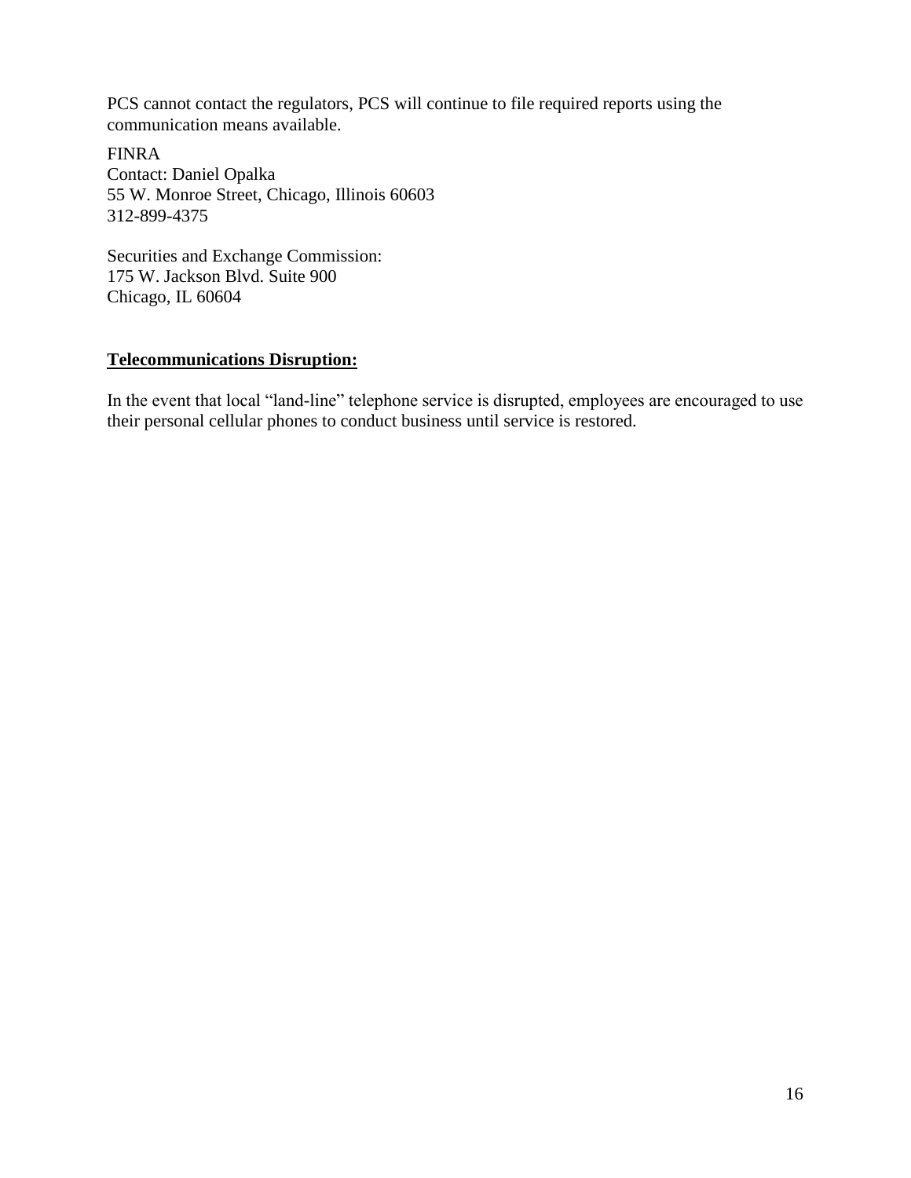PCS cannot contact the regulators, PCS will continue to file required reports using the communication means available.

FINRA
Contact: Daniel Opalka
55 W. Monroe Street, Chicago, Illinois 60603
312-899-4375

Securities and Exchange Commission:
175 W. Jackson Blvd. Suite 900
Chicago, IL 60604

**Telecommunications Disruption:**

In the event that local "land-line" telephone service is disrupted, employees are encouraged to use their personal cellular phones to conduct business until service is restored.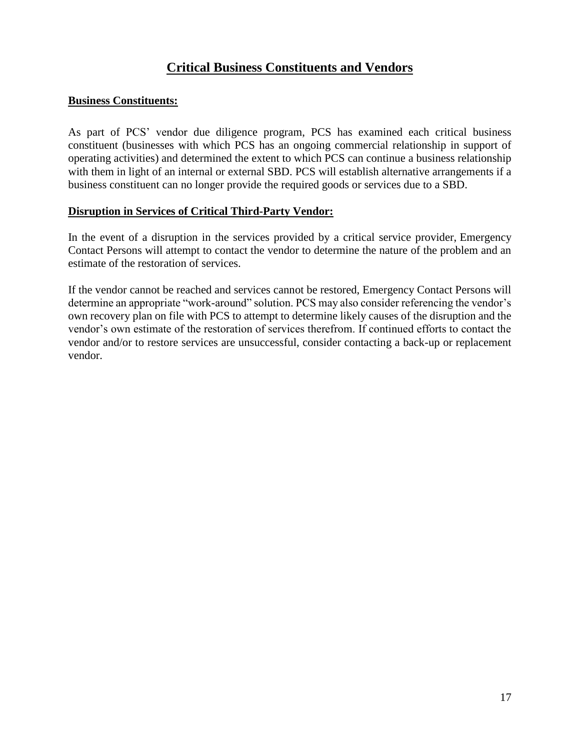# Critical Business Constituents and Vendors

**Business Constituents:**

As part of PCS' vendor due diligence program, PCS has examined each critical business constituent (businesses with which PCS has an ongoing commercial relationship in support of operating activities) and determined the extent to which PCS can continue a business relationship with them in light of an internal or external SBD. PCS will establish alternative arrangements if a business constituent can no longer provide the required goods or services due to a SBD.

**Disruption in Services of Critical Third-Party Vendor:**

In the event of a disruption in the services provided by a critical service provider, Emergency Contact Persons will attempt to contact the vendor to determine the nature of the problem and an estimate of the restoration of services.

If the vendor cannot be reached and services cannot be restored, Emergency Contact Persons will determine an appropriate "work-around" solution. PCS may also consider referencing the vendor's own recovery plan on file with PCS to attempt to determine likely causes of the disruption and the vendor's own estimate of the restoration of services therefrom. If continued efforts to contact the vendor and/or to restore services are unsuccessful, consider contacting a back-up or replacement vendor.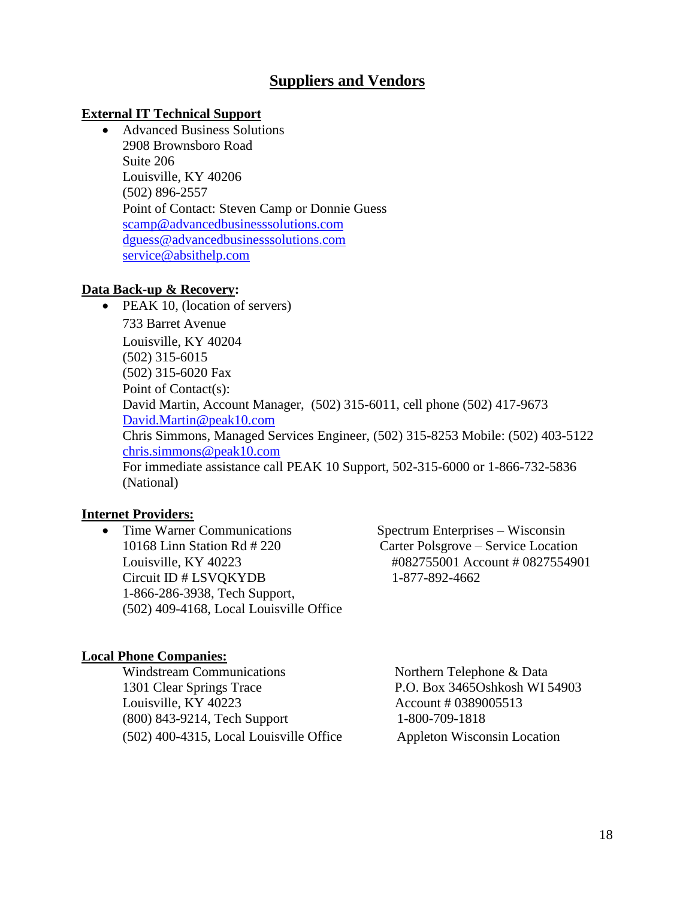# Suppliers and Vendors

## External IT Technical Support

- Advanced Business Solutions
  2908 Brownsboro Road
  Suite 206
  Louisville, KY 40206
  (502) 896-2557
  Point of Contact: Steven Camp or Donnie Guess
  scamp@advancedbusinesssolutions.com
  dguess@advancedbusinesssolutions.com
  service@absithelp.com

## Data Back-up & Recovery:

- PEAK 10, (location of servers)
  733 Barret Avenue
  Louisville, KY 40204
  (502) 315-6015
  (502) 315-6020 Fax
  Point of Contact(s):
  David Martin, Account Manager, (502) 315-6011, cell phone (502) 417-9673
  David.Martin@peak10.com
  Chris Simmons, Managed Services Engineer, (502) 315-8253 Mobile: (502) 403-5122
  chris.simmons@peak10.com
  For immediate assistance call PEAK 10 Support, 502-315-6000 or 1-866-732-5836 (National)

## Internet Providers:

- Time Warner Communications
  10168 Linn Station Rd # 220
  Louisville, KY 40223
  Circuit ID # LSVQKYDB
  1-866-286-3938, Tech Support,
  (502) 409-4168, Local Louisville Office

Spectrum Enterprises – Wisconsin
Carter Polsgrove – Service Location
#082755001 Account # 0827554901
1-877-892-4662

## Local Phone Companies:

Windstream Communications
1301 Clear Springs Trace
Louisville, KY 40223
(800) 843-9214, Tech Support
(502) 400-4315, Local Louisville Office

Northern Telephone & Data
P.O. Box 3465Oshkosh WI 54903
Account # 0389005513
1-800-709-1818
Appleton Wisconsin Location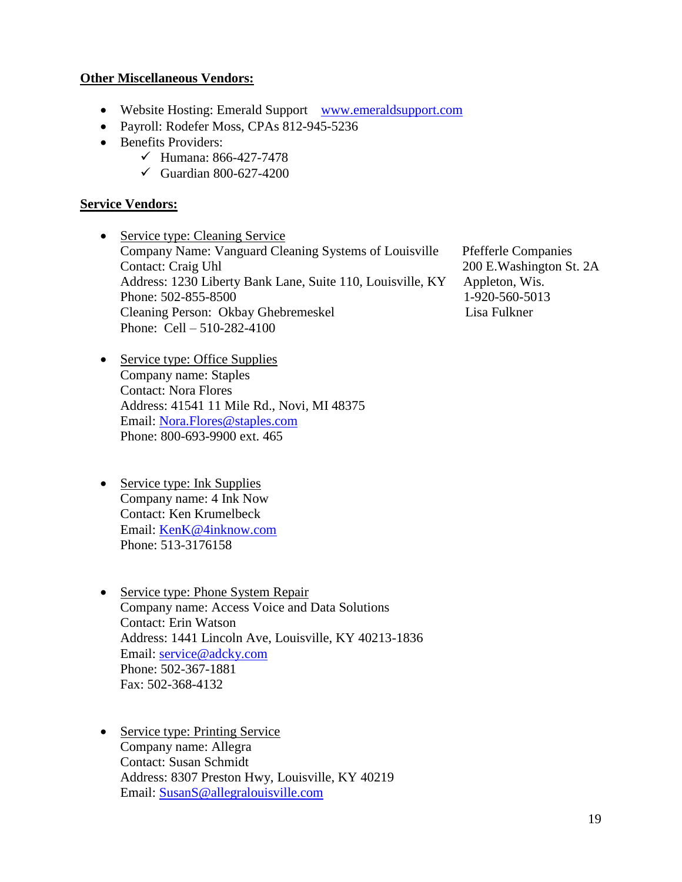**Other Miscellaneous Vendors:**

- Website Hosting: Emerald Support www.emeraldsupport.com
- Payroll: Rodefer Moss, CPAs 812-945-5236
- Benefits Providers:
  - ✓ Humana: 866-427-7478
  - ✓ Guardian 800-627-4200

**Service Vendors:**

- Service type: Cleaning Service
  Company Name: Vanguard Cleaning Systems of Louisville
  Contact: Craig Uhl
  Address: 1230 Liberty Bank Lane, Suite 110, Louisville, KY
  Phone: 502-855-8500
  Cleaning Person: Okbay Ghebremeskel
  Phone: Cell – 510-282-4100

  Pfefferle Companies
  200 E.Washington St. 2A
  Appleton, Wis.
  1-920-560-5013
  Lisa Fulkner

- Service type: Office Supplies
  Company name: Staples
  Contact: Nora Flores
  Address: 41541 11 Mile Rd., Novi, MI 48375
  Email: Nora.Flores@staples.com
  Phone: 800-693-9900 ext. 465

- Service type: Ink Supplies
  Company name: 4 Ink Now
  Contact: Ken Krumelbeck
  Email: KenK@4inknow.com
  Phone: 513-3176158

- Service type: Phone System Repair
  Company name: Access Voice and Data Solutions
  Contact: Erin Watson
  Address: 1441 Lincoln Ave, Louisville, KY 40213-1836
  Email: service@adcky.com
  Phone: 502-367-1881
  Fax: 502-368-4132

- Service type: Printing Service
  Company name: Allegra
  Contact: Susan Schmidt
  Address: 8307 Preston Hwy, Louisville, KY 40219
  Email: SusanS@allegralouisville.com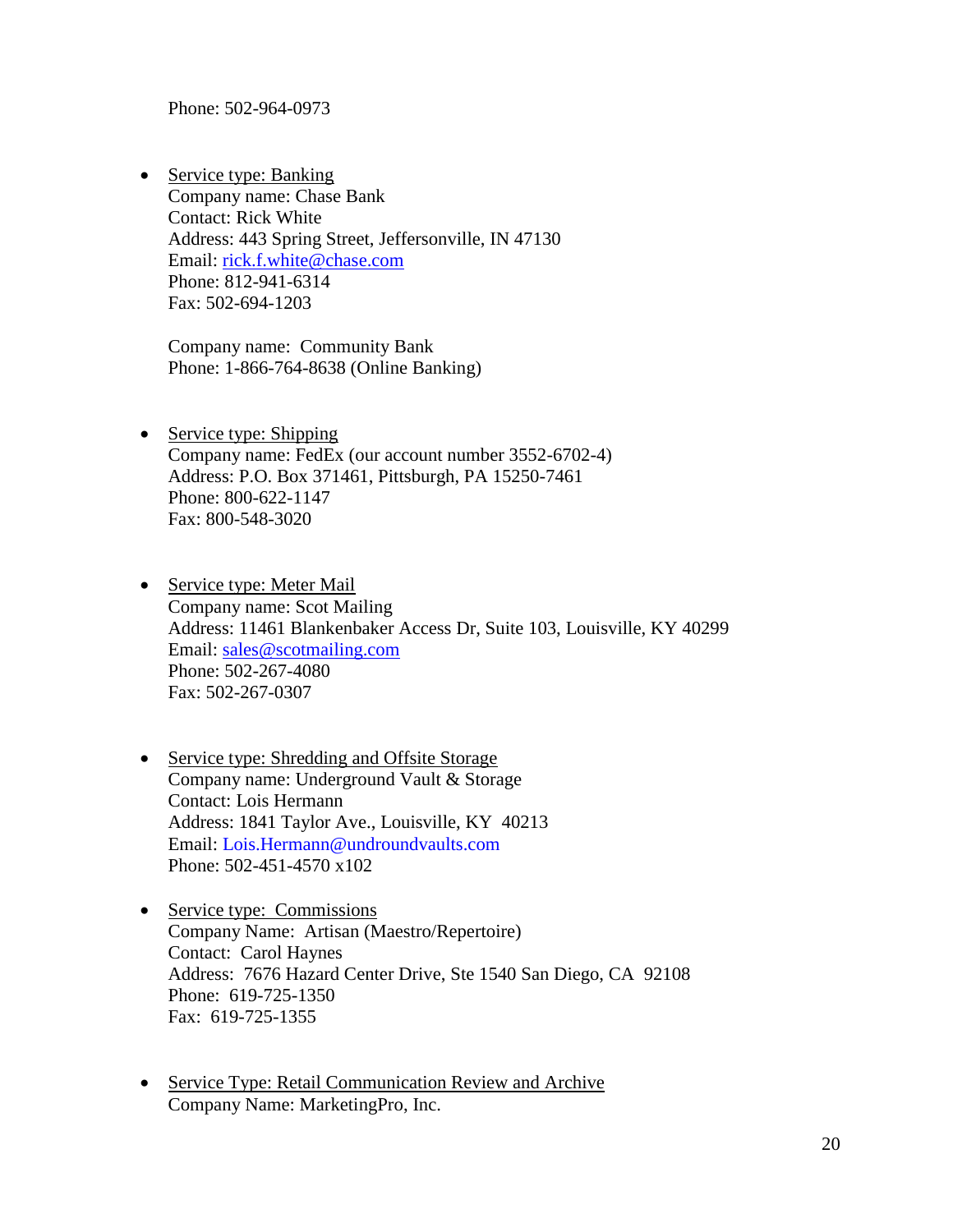Phone: 502-964-0973

- Service type: Banking
  Company name: Chase Bank
  Contact: Rick White
  Address: 443 Spring Street, Jeffersonville, IN 47130
  Email: rick.f.white@chase.com
  Phone: 812-941-6314
  Fax: 502-694-1203

  Company name: Community Bank
  Phone: 1-866-764-8638 (Online Banking)

- Service type: Shipping
  Company name: FedEx (our account number 3552-6702-4)
  Address: P.O. Box 371461, Pittsburgh, PA 15250-7461
  Phone: 800-622-1147
  Fax: 800-548-3020

- Service type: Meter Mail
  Company name: Scot Mailing
  Address: 11461 Blankenbaker Access Dr, Suite 103, Louisville, KY 40299
  Email: sales@scotmailing.com
  Phone: 502-267-4080
  Fax: 502-267-0307

- Service type: Shredding and Offsite Storage
  Company name: Underground Vault & Storage
  Contact: Lois Hermann
  Address: 1841 Taylor Ave., Louisville, KY 40213
  Email: Lois.Hermann@undroundvaults.com
  Phone: 502-451-4570 x102

- Service type: Commissions
  Company Name: Artisan (Maestro/Repertoire)
  Contact: Carol Haynes
  Address: 7676 Hazard Center Drive, Ste 1540 San Diego, CA 92108
  Phone: 619-725-1350
  Fax: 619-725-1355

- Service Type: Retail Communication Review and Archive
  Company Name: MarketingPro, Inc.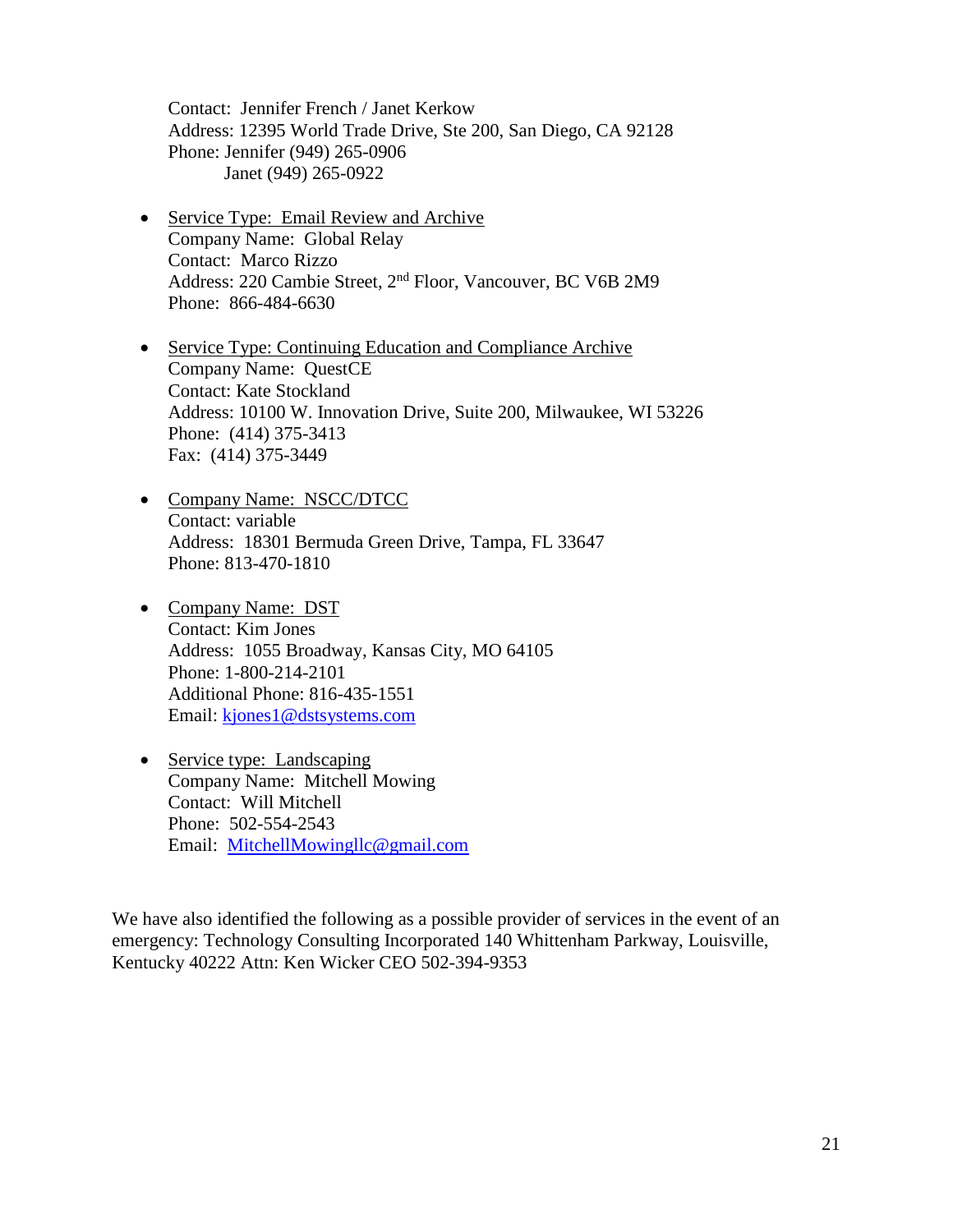Contact: Jennifer French / Janet Kerkow
Address: 12395 World Trade Drive, Ste 200, San Diego, CA 92128
Phone: Jennifer (949) 265-0906
Janet (949) 265-0922

- Service Type: Email Review and Archive
  Company Name: Global Relay
  Contact: Marco Rizzo
  Address: 220 Cambie Street, 2nd Floor, Vancouver, BC V6B 2M9
  Phone: 866-484-6630

- Service Type: Continuing Education and Compliance Archive
  Company Name: QuestCE
  Contact: Kate Stockland
  Address: 10100 W. Innovation Drive, Suite 200, Milwaukee, WI 53226
  Phone: (414) 375-3413
  Fax: (414) 375-3449

- Company Name: NSCC/DTCC
  Contact: variable
  Address: 18301 Bermuda Green Drive, Tampa, FL 33647
  Phone: 813-470-1810

- Company Name: DST
  Contact: Kim Jones
  Address: 1055 Broadway, Kansas City, MO 64105
  Phone: 1-800-214-2101
  Additional Phone: 816-435-1551
  Email: kjones1@dstsystems.com

- Service type: Landscaping
  Company Name: Mitchell Mowing
  Contact: Will Mitchell
  Phone: 502-554-2543
  Email: MitchellMowingllc@gmail.com

We have also identified the following as a possible provider of services in the event of an emergency: Technology Consulting Incorporated 140 Whittenham Parkway, Louisville, Kentucky 40222 Attn: Ken Wicker CEO 502-394-9353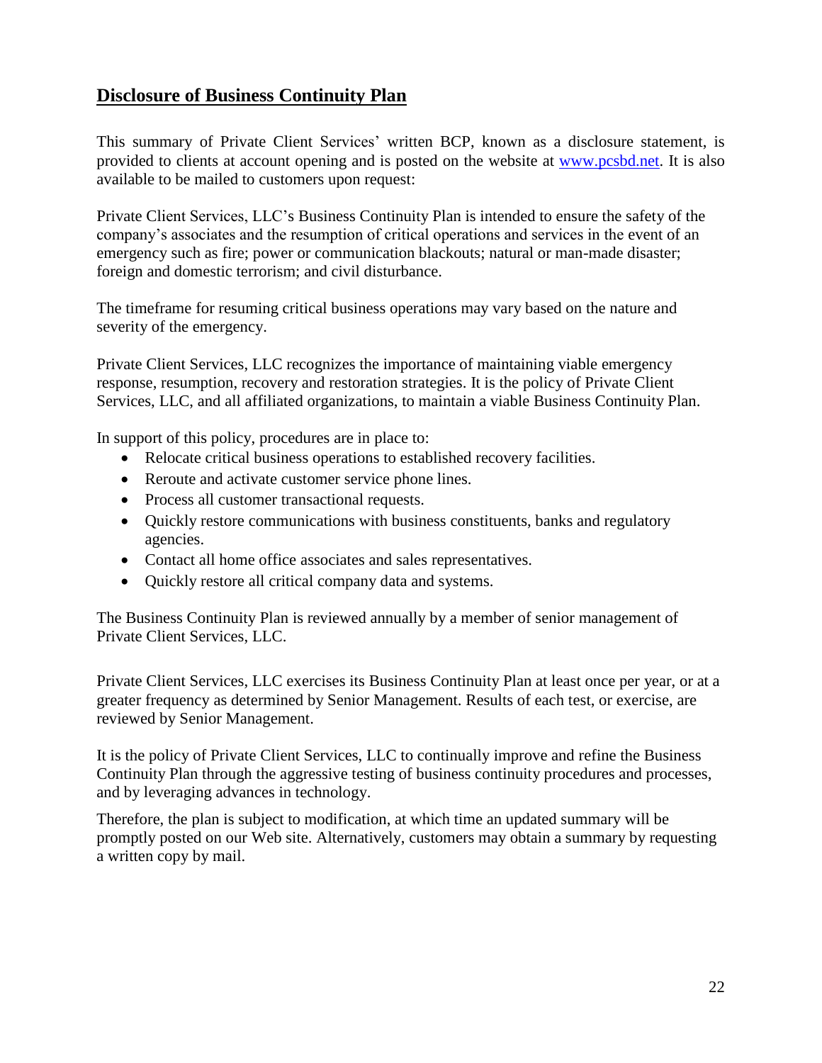## Disclosure of Business Continuity Plan

This summary of Private Client Services' written BCP, known as a disclosure statement, is provided to clients at account opening and is posted on the website at [www.pcsbd.net](http://www.pcsbd.net). It is also available to be mailed to customers upon request:

Private Client Services, LLC's Business Continuity Plan is intended to ensure the safety of the company's associates and the resumption of critical operations and services in the event of an emergency such as fire; power or communication blackouts; natural or man-made disaster; foreign and domestic terrorism; and civil disturbance.

The timeframe for resuming critical business operations may vary based on the nature and severity of the emergency.

Private Client Services, LLC recognizes the importance of maintaining viable emergency response, resumption, recovery and restoration strategies. It is the policy of Private Client Services, LLC, and all affiliated organizations, to maintain a viable Business Continuity Plan.

In support of this policy, procedures are in place to:

- Relocate critical business operations to established recovery facilities.
- Reroute and activate customer service phone lines.
- Process all customer transactional requests.
- Quickly restore communications with business constituents, banks and regulatory agencies.
- Contact all home office associates and sales representatives.
- Quickly restore all critical company data and systems.

The Business Continuity Plan is reviewed annually by a member of senior management of Private Client Services, LLC.

Private Client Services, LLC exercises its Business Continuity Plan at least once per year, or at a greater frequency as determined by Senior Management. Results of each test, or exercise, are reviewed by Senior Management.

It is the policy of Private Client Services, LLC to continually improve and refine the Business Continuity Plan through the aggressive testing of business continuity procedures and processes, and by leveraging advances in technology.

Therefore, the plan is subject to modification, at which time an updated summary will be promptly posted on our Web site. Alternatively, customers may obtain a summary by requesting a written copy by mail.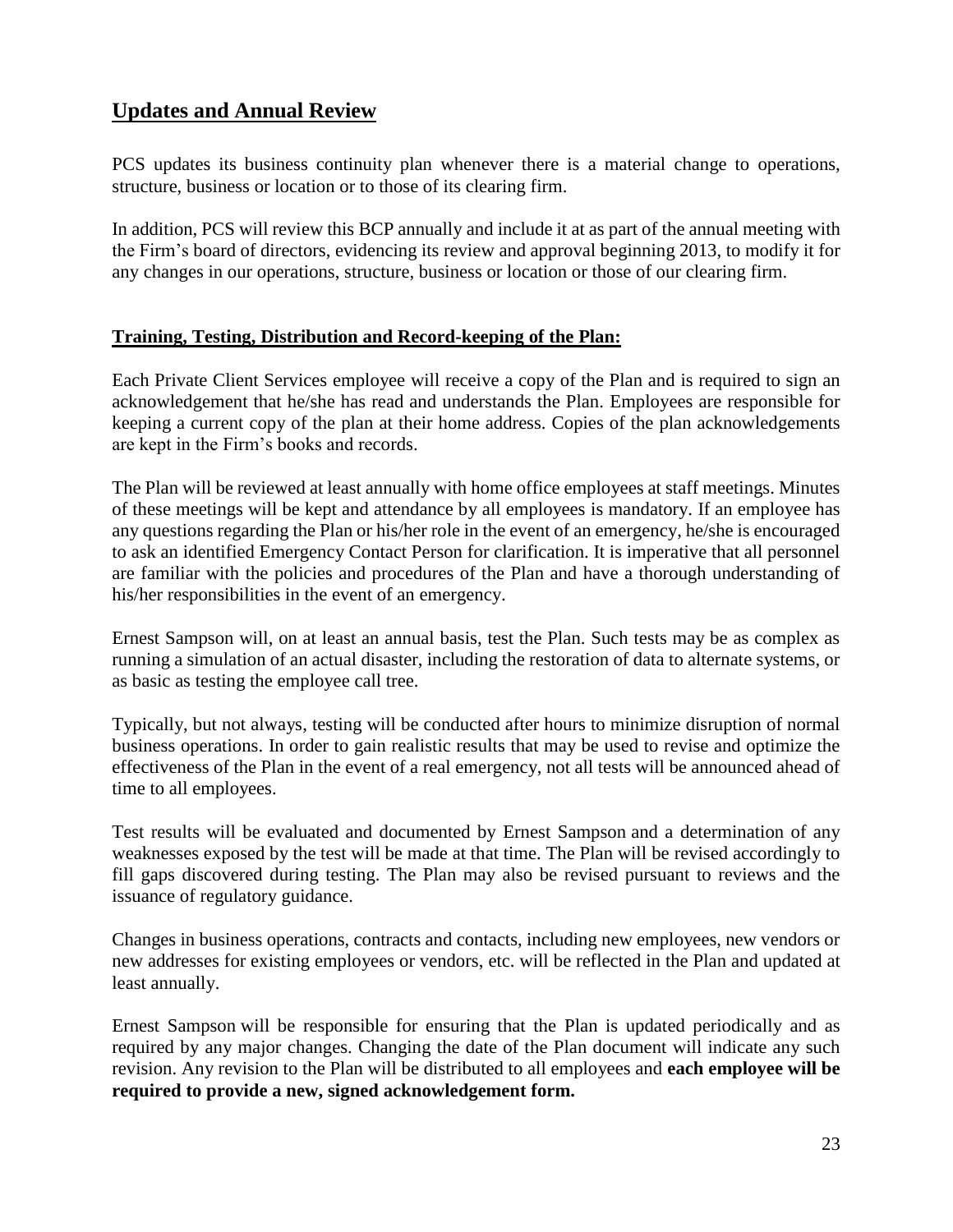## Updates and Annual Review

PCS updates its business continuity plan whenever there is a material change to operations, structure, business or location or to those of its clearing firm.

In addition, PCS will review this BCP annually and include it at as part of the annual meeting with the Firm's board of directors, evidencing its review and approval beginning 2013, to modify it for any changes in our operations, structure, business or location or those of our clearing firm.

### Training, Testing, Distribution and Record-keeping of the Plan:

Each Private Client Services employee will receive a copy of the Plan and is required to sign an acknowledgement that he/she has read and understands the Plan. Employees are responsible for keeping a current copy of the plan at their home address. Copies of the plan acknowledgements are kept in the Firm's books and records.

The Plan will be reviewed at least annually with home office employees at staff meetings. Minutes of these meetings will be kept and attendance by all employees is mandatory. If an employee has any questions regarding the Plan or his/her role in the event of an emergency, he/she is encouraged to ask an identified Emergency Contact Person for clarification. It is imperative that all personnel are familiar with the policies and procedures of the Plan and have a thorough understanding of his/her responsibilities in the event of an emergency.

Ernest Sampson will, on at least an annual basis, test the Plan. Such tests may be as complex as running a simulation of an actual disaster, including the restoration of data to alternate systems, or as basic as testing the employee call tree.

Typically, but not always, testing will be conducted after hours to minimize disruption of normal business operations. In order to gain realistic results that may be used to revise and optimize the effectiveness of the Plan in the event of a real emergency, not all tests will be announced ahead of time to all employees.

Test results will be evaluated and documented by Ernest Sampson and a determination of any weaknesses exposed by the test will be made at that time. The Plan will be revised accordingly to fill gaps discovered during testing. The Plan may also be revised pursuant to reviews and the issuance of regulatory guidance.

Changes in business operations, contracts and contacts, including new employees, new vendors or new addresses for existing employees or vendors, etc. will be reflected in the Plan and updated at least annually.

Ernest Sampson will be responsible for ensuring that the Plan is updated periodically and as required by any major changes. Changing the date of the Plan document will indicate any such revision. Any revision to the Plan will be distributed to all employees and **each employee will be required to provide a new, signed acknowledgement form.**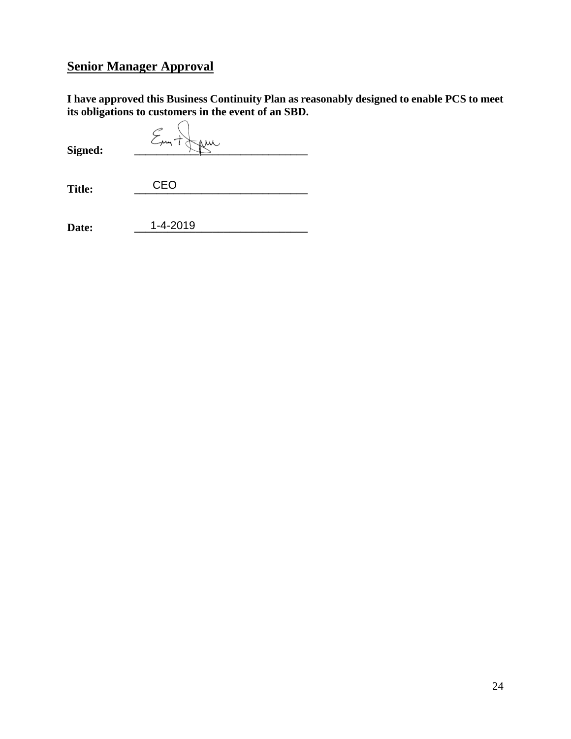## Senior Manager Approval

**I have approved this Business Continuity Plan as reasonably designed to enable PCS to meet its obligations to customers in the event of an SBD.**

**Signed:** ______________________________

**Title:** CEO

**Date:** 1-4-2019